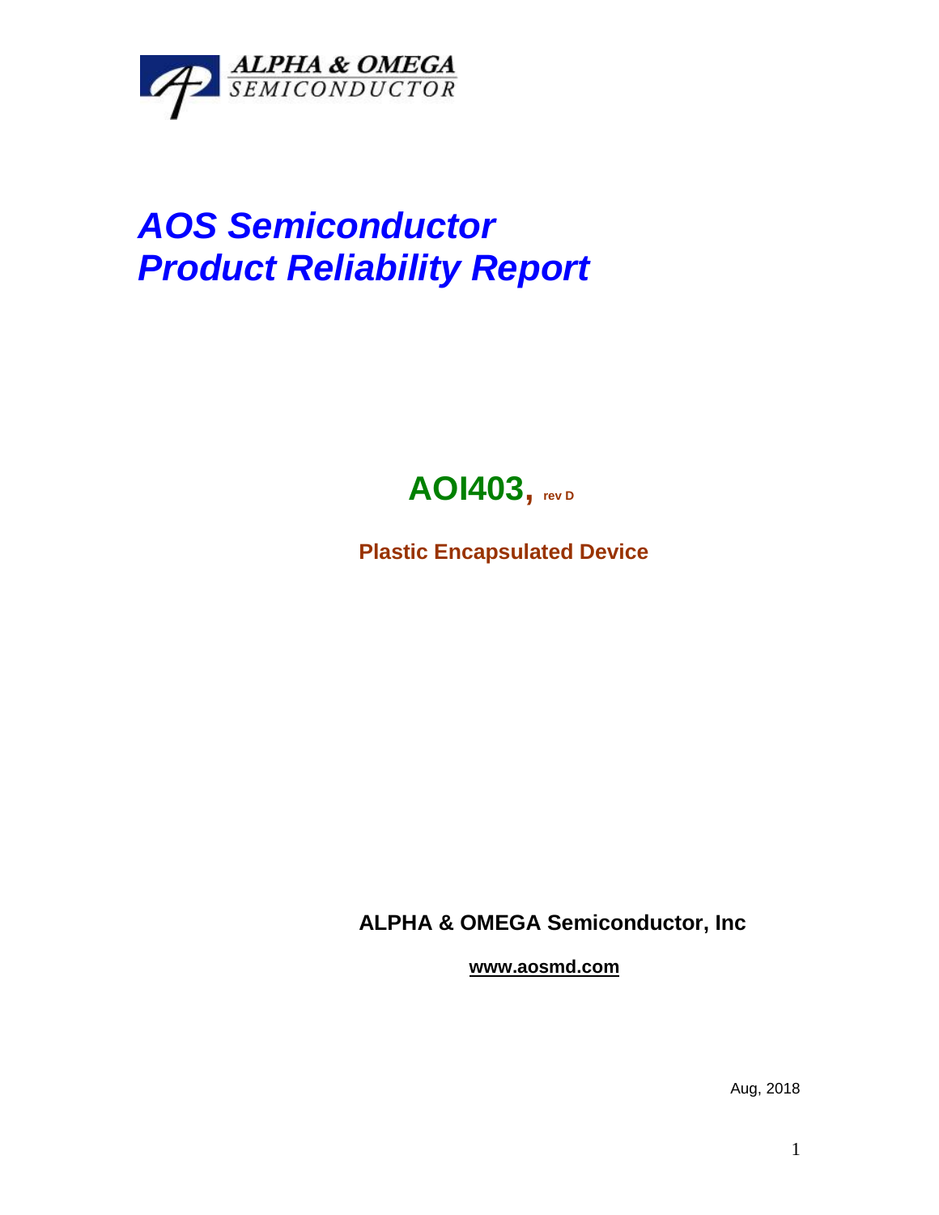ALPHA & OMEGA
SEMICONDUCTOR

# *AOS Semiconductor*
# *Product Reliability Report*

## AOI403, rev D

**Plastic Encapsulated Device**

**ALPHA & OMEGA Semiconductor, Inc**

**www.aosmd.com**

Aug, 2018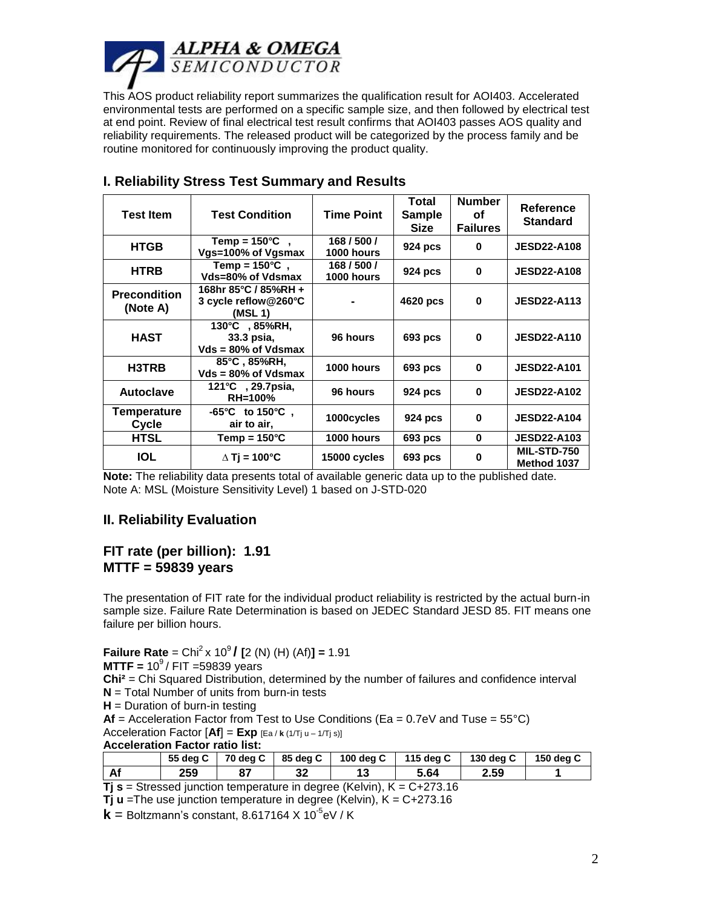This AOS product reliability report summarizes the qualification result for AOI403. Accelerated environmental tests are performed on a specific sample size, and then followed by electrical test at end point. Review of final electrical test result confirms that AOI403 passes AOS quality and reliability requirements. The released product will be categorized by the process family and be routine monitored for continuously improving the product quality.

## I. Reliability Stress Test Summary and Results

| Test Item | Test Condition | Time Point | Total Sample Size | Number of Failures | Reference Standard |
|---|---|---|---|---|---|
| HTGB | Temp = 150°C , Vgs=100% of Vgsmax | 168 / 500 / 1000 hours | 924 pcs | 0 | JESD22-A108 |
| HTRB | Temp = 150°C , Vds=80% of Vdsmax | 168 / 500 / 1000 hours | 924 pcs | 0 | JESD22-A108 |
| Precondition (Note A) | 168hr 85°C / 85%RH + 3 cycle reflow@260°C (MSL 1) | - | 4620 pcs | 0 | JESD22-A113 |
| HAST | 130°C , 85%RH, 33.3 psia, Vds = 80% of Vdsmax | 96 hours | 693 pcs | 0 | JESD22-A110 |
| H3TRB | 85°C , 85%RH, Vds = 80% of Vdsmax | 1000 hours | 693 pcs | 0 | JESD22-A101 |
| Autoclave | 121°C , 29.7psia, RH=100% | 96 hours | 924 pcs | 0 | JESD22-A102 |
| Temperature Cycle | -65°C to 150°C , air to air, | 1000cycles | 924 pcs | 0 | JESD22-A104 |
| HTSL | Temp = 150°C | 1000 hours | 693 pcs | 0 | JESD22-A103 |
| IOL | $\Delta$ Tj = 100°C | 15000 cycles | 693 pcs | 0 | MIL-STD-750 Method 1037 |

**Note:** The reliability data presents total of available generic data up to the published date.
Note A: MSL (Moisture Sensitivity Level) 1 based on J-STD-020

## II. Reliability Evaluation

### FIT rate (per billion): 1.91
### MTTF = 59839 years

The presentation of FIT rate for the individual product reliability is restricted by the actual burn-in sample size. Failure Rate Determination is based on JEDEC Standard JESD 85. FIT means one failure per billion hours.

**Failure Rate** = $Chi^2 \times 10^9$ **/ [**2 (N) (H) (Af)**] =** 1.91
**MTTF =** $10^9$ / FIT =59839 years
**Chi²** = Chi Squared Distribution, determined by the number of failures and confidence interval
**N** = Total Number of units from burn-in tests
**H** = Duration of burn-in testing
**Af** = Acceleration Factor from Test to Use Conditions (Ea = 0.7eV and Tuse = 55°C)
Acceleration Factor [**Af**] = **Exp** [Ea / **k** (1/Tj u – 1/Tj s)]

**Acceleration Factor ratio list:**

| | 55 deg C | 70 deg C | 85 deg C | 100 deg C | 115 deg C | 130 deg C | 150 deg C |
|---|---|---|---|---|---|---|---|
| Af | 259 | 87 | 32 | 13 | 5.64 | 2.59 | 1 |

**Tj s** = Stressed junction temperature in degree (Kelvin), K = C+273.16
**Tj u** =The use junction temperature in degree (Kelvin), K = C+273.16
**k** = Boltzmann's constant, 8.617164 X $10^{-5}$eV / K